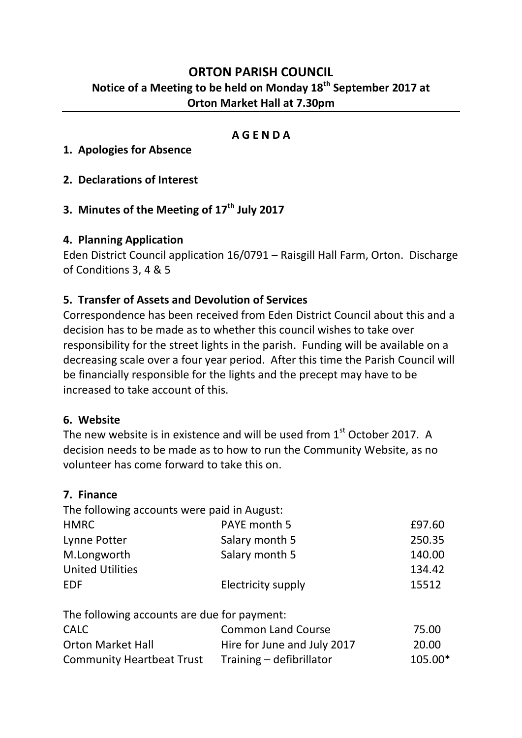# ORTON PARISH COUNCIL

## Notice of a Meeting to be held on Monday 18th September 2017 at Orton Market Hall at 7.30pm

**A G E N D A**

**1. Apologies for Absence**

**2. Declarations of Interest**

**3. Minutes of the Meeting of 17th July 2017**

**4. Planning Application**

Eden District Council application 16/0791 – Raisgill Hall Farm, Orton. Discharge of Conditions 3, 4 & 5

**5. Transfer of Assets and Devolution of Services**

Correspondence has been received from Eden District Council about this and a decision has to be made as to whether this council wishes to take over responsibility for the street lights in the parish. Funding will be available on a decreasing scale over a four year period. After this time the Parish Council will be financially responsible for the lights and the precept may have to be increased to take account of this.

**6. Website**

The new website is in existence and will be used from 1st October 2017. A decision needs to be made as to how to run the Community Website, as no volunteer has come forward to take this on.

**7. Finance**

The following accounts were paid in August:

| | | |
|---|---|---|
| HMRC | PAYE month 5 | £97.60 |
| Lynne Potter | Salary month 5 | 250.35 |
| M.Longworth | Salary month 5 | 140.00 |
| United Utilities | | 134.42 |
| EDF | Electricity supply | 15512 |

The following accounts are due for payment:

| | | |
|---|---|---|
| CALC | Common Land Course | 75.00 |
| Orton Market Hall | Hire for June and July 2017 | 20.00 |
| Community Heartbeat Trust | Training – defibrillator | 105.00* |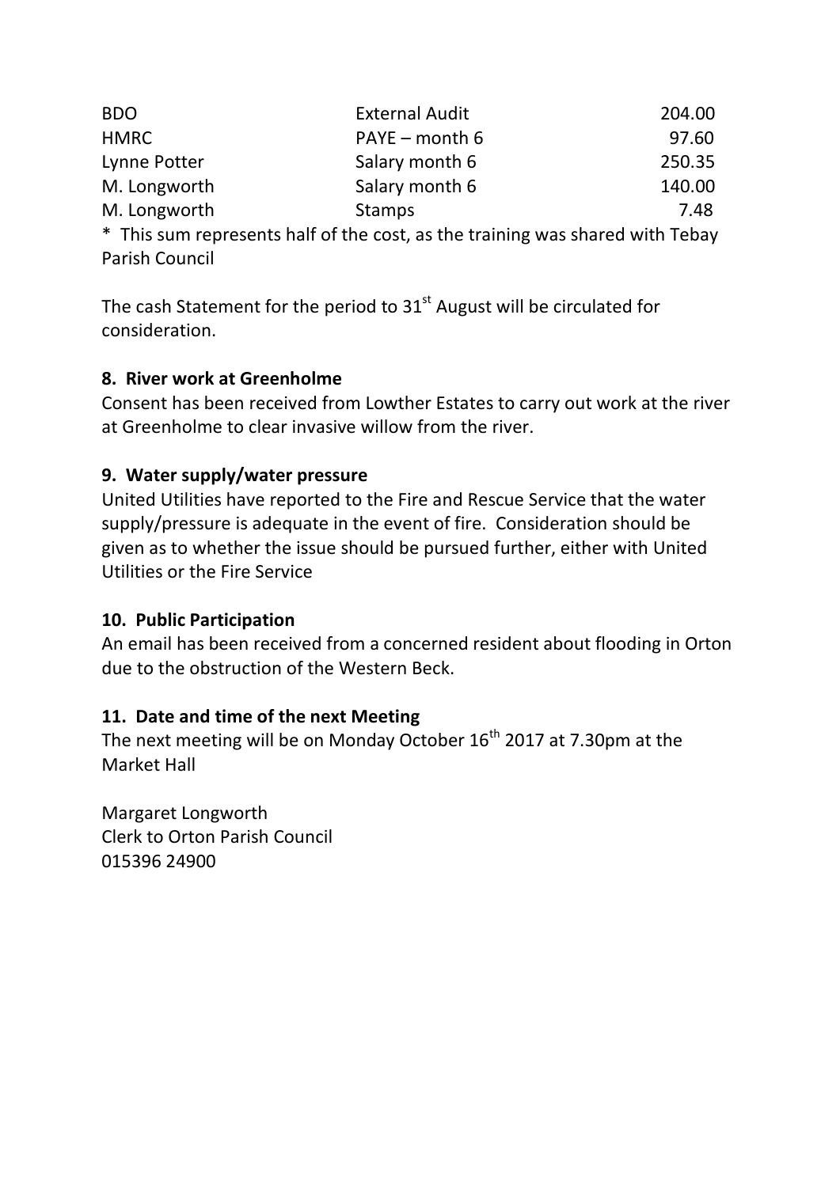| | | |
|---|---|---|
| BDO | External Audit | 204.00 |
| HMRC | PAYE – month 6 | 97.60 |
| Lynne Potter | Salary month 6 | 250.35 |
| M. Longworth | Salary month 6 | 140.00 |
| M. Longworth | Stamps | 7.48 |

* This sum represents half of the cost, as the training was shared with Tebay Parish Council

The cash Statement for the period to 31st August will be circulated for consideration.

**8. River work at Greenholme**

Consent has been received from Lowther Estates to carry out work at the river at Greenholme to clear invasive willow from the river.

**9. Water supply/water pressure**

United Utilities have reported to the Fire and Rescue Service that the water supply/pressure is adequate in the event of fire. Consideration should be given as to whether the issue should be pursued further, either with United Utilities or the Fire Service

**10. Public Participation**

An email has been received from a concerned resident about flooding in Orton due to the obstruction of the Western Beck.

**11. Date and time of the next Meeting**

The next meeting will be on Monday October 16th 2017 at 7.30pm at the Market Hall

Margaret Longworth
Clerk to Orton Parish Council
015396 24900